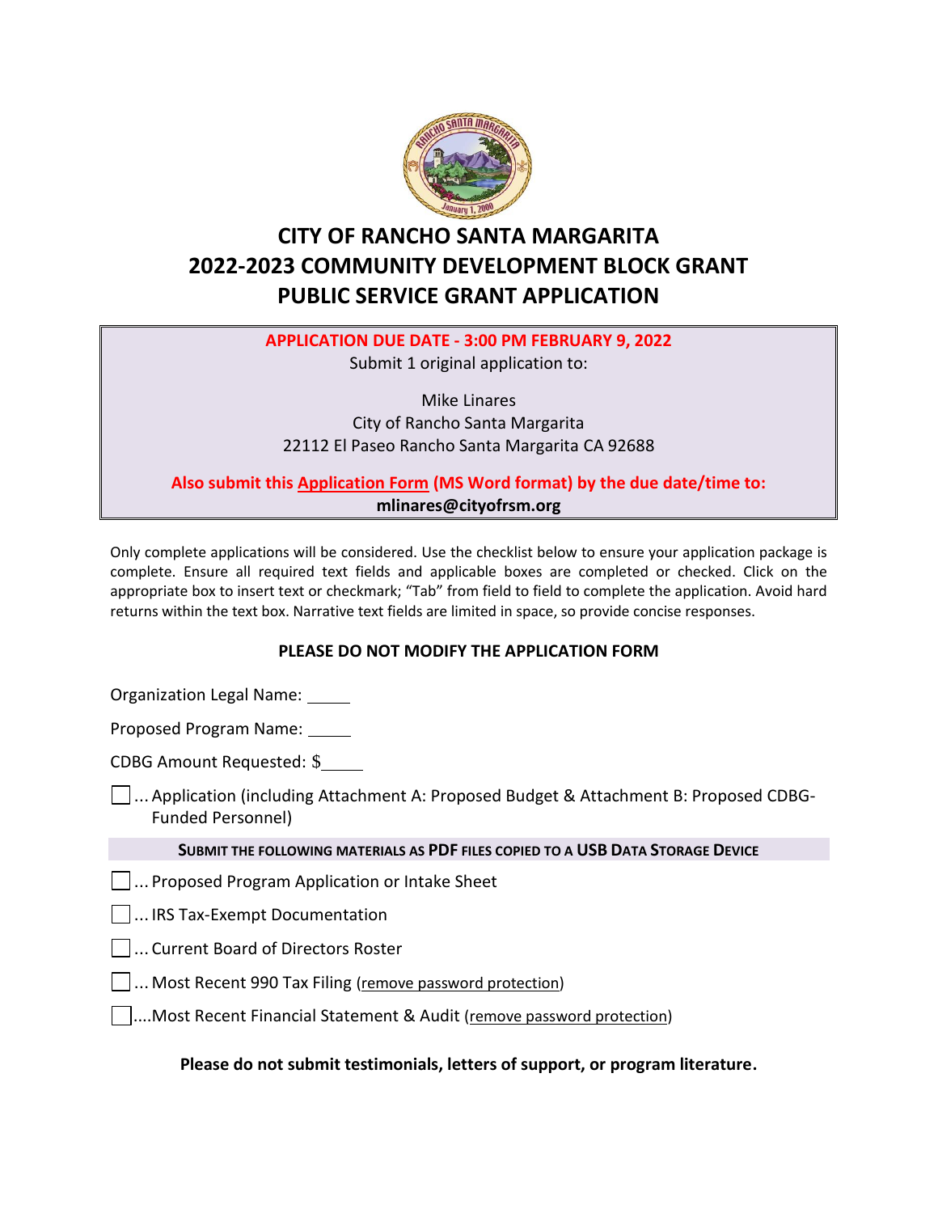# CITY OF RANCHO SANTA MARGARITA
# 2022-2023 COMMUNITY DEVELOPMENT BLOCK GRANT
# PUBLIC SERVICE GRANT APPLICATION

**APPLICATION DUE DATE - 3:00 PM FEBRUARY 9, 2022**

Submit 1 original application to:

Mike Linares
City of Rancho Santa Margarita
22112 El Paseo Rancho Santa Margarita CA 92688

**Also submit this Application Form (MS Word format) by the due date/time to:**
**mlinares@cityofrsm.org**

Only complete applications will be considered. Use the checklist below to ensure your application package is complete. Ensure all required text fields and applicable boxes are completed or checked. Click on the appropriate box to insert text or checkmark; "Tab" from field to field to complete the application. Avoid hard returns within the text box. Narrative text fields are limited in space, so provide concise responses.

**PLEASE DO NOT MODIFY THE APPLICATION FORM**

Organization Legal Name: \_\_\_\_\_

Proposed Program Name: \_\_\_\_\_

CDBG Amount Requested: $\_\_\_\_\_

- ☐ ... Application (including Attachment A: Proposed Budget & Attachment B: Proposed CDBG-Funded Personnel)

**SUBMIT THE FOLLOWING MATERIALS AS PDF FILES COPIED TO A USB DATA STORAGE DEVICE**

- ☐ ... Proposed Program Application or Intake Sheet
- ☐ ... IRS Tax-Exempt Documentation
- ☐ ... Current Board of Directors Roster
- ☐ ... Most Recent 990 Tax Filing (remove password protection)
- ☐ ....Most Recent Financial Statement & Audit (remove password protection)

**Please do not submit testimonials, letters of support, or program literature.**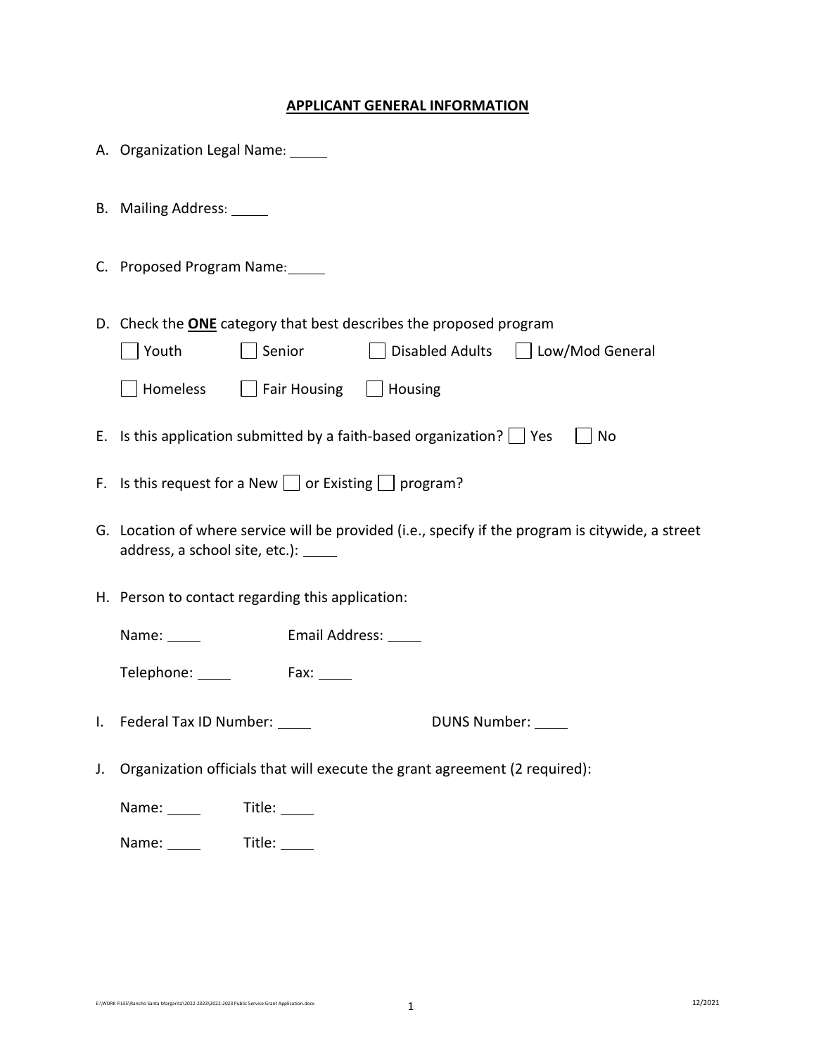## APPLICANT GENERAL INFORMATION

A. Organization Legal Name: _____

B. Mailing Address: _____

C. Proposed Program Name: _____

D. Check the **ONE** category that best describes the proposed program

☐ Youth ☐ Senior ☐ Disabled Adults ☐ Low/Mod General

☐ Homeless ☐ Fair Housing ☐ Housing

E. Is this application submitted by a faith-based organization? ☐ Yes ☐ No

F. Is this request for a New ☐ or Existing ☐ program?

G. Location of where service will be provided (i.e., specify if the program is citywide, a street address, a school site, etc.): _____

H. Person to contact regarding this application:

Name: _____ Email Address: _____

Telephone: _____ Fax: _____

I. Federal Tax ID Number: _____ DUNS Number: _____

J. Organization officials that will execute the grant agreement (2 required):

Name: _____ Title: _____

Name: _____ Title: _____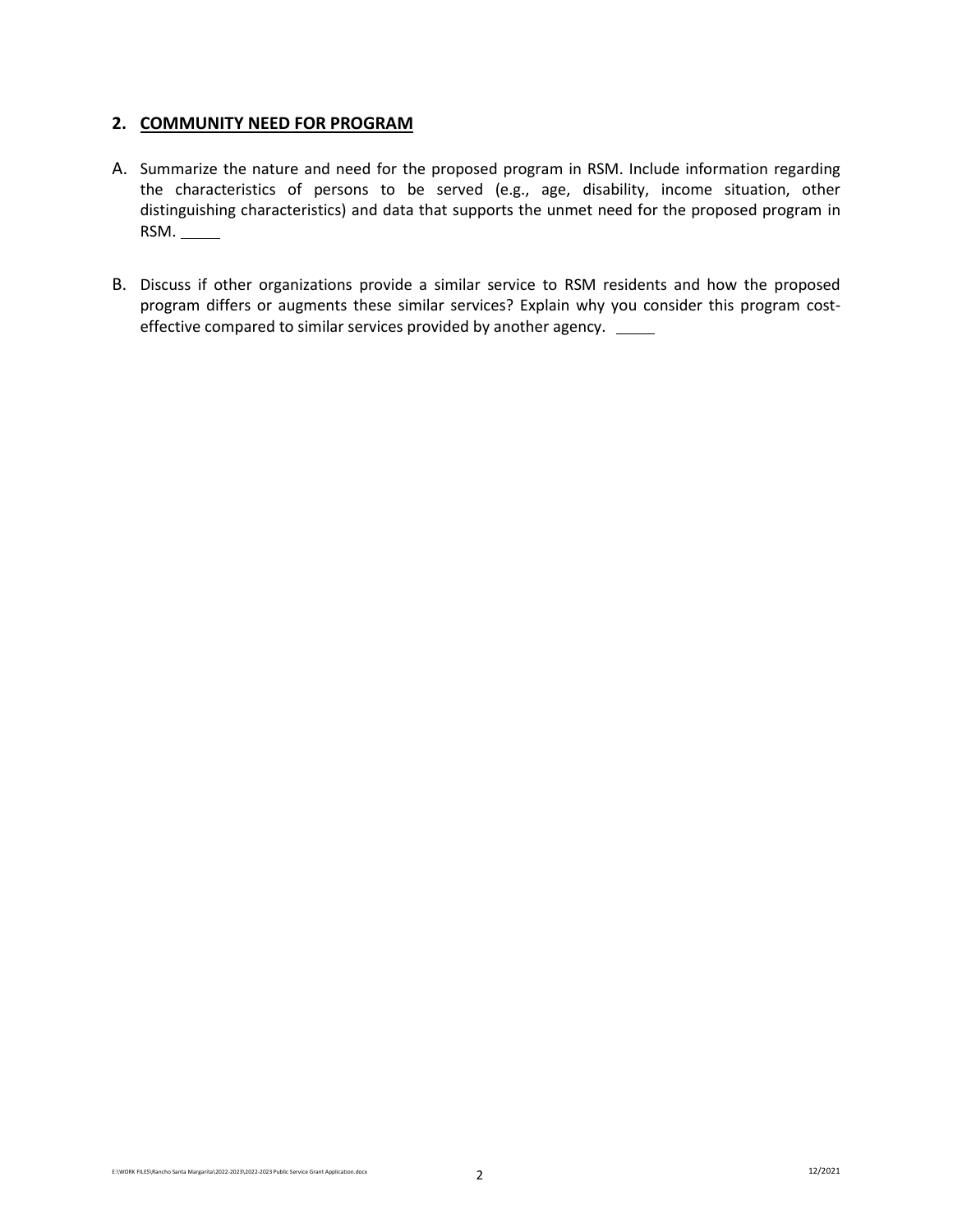## 2. COMMUNITY NEED FOR PROGRAM

A. Summarize the nature and need for the proposed program in RSM. Include information regarding the characteristics of persons to be served (e.g., age, disability, income situation, other distinguishing characteristics) and data that supports the unmet need for the proposed program in RSM. _____

B. Discuss if other organizations provide a similar service to RSM residents and how the proposed program differs or augments these similar services? Explain why you consider this program cost-effective compared to similar services provided by another agency. _____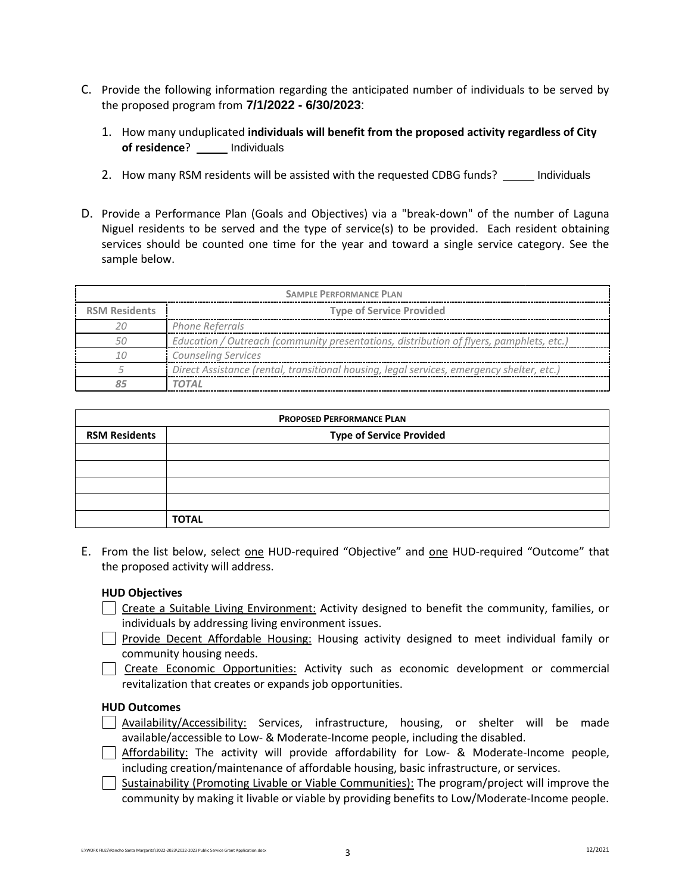C. Provide the following information regarding the anticipated number of individuals to be served by the proposed program from **7/1/2022 - 6/30/2023**:

1. How many unduplicated **individuals will benefit from the proposed activity regardless of City of residence**? _____ Individuals

2. How many RSM residents will be assisted with the requested CDBG funds? _____ Individuals

D. Provide a Performance Plan (Goals and Objectives) via a "break-down" of the number of Laguna Niguel residents to be served and the type of service(s) to be provided. Each resident obtaining services should be counted one time for the year and toward a single service category. See the sample below.

| **SAMPLE PERFORMANCE PLAN** | |
|---|---|
| **RSM Residents** | **Type of Service Provided** |
| *20* | *Phone Referrals* |
| *50* | *Education / Outreach (community presentations, distribution of flyers, pamphlets, etc.)* |
| *10* | *Counseling Services* |
| *5* | *Direct Assistance (rental, transitional housing, legal services, emergency shelter, etc.)* |
| ***85*** | ***TOTAL*** |

| **PROPOSED PERFORMANCE PLAN** | |
|---|---|
| **RSM Residents** | **Type of Service Provided** |
| | |
| | |
| | |
| | |
| | **TOTAL** |

E. From the list below, select one HUD-required "Objective" and one HUD-required "Outcome" that the proposed activity will address.

**HUD Objectives**

- ☐ Create a Suitable Living Environment: Activity designed to benefit the community, families, or individuals by addressing living environment issues.
- ☐ Provide Decent Affordable Housing: Housing activity designed to meet individual family or community housing needs.
- ☐ Create Economic Opportunities: Activity such as economic development or commercial revitalization that creates or expands job opportunities.

**HUD Outcomes**

- ☐ Availability/Accessibility: Services, infrastructure, housing, or shelter will be made available/accessible to Low- & Moderate-Income people, including the disabled.
- ☐ Affordability: The activity will provide affordability for Low- & Moderate-Income people, including creation/maintenance of affordable housing, basic infrastructure, or services.
- ☐ Sustainability (Promoting Livable or Viable Communities): The program/project will improve the community by making it livable or viable by providing benefits to Low/Moderate-Income people.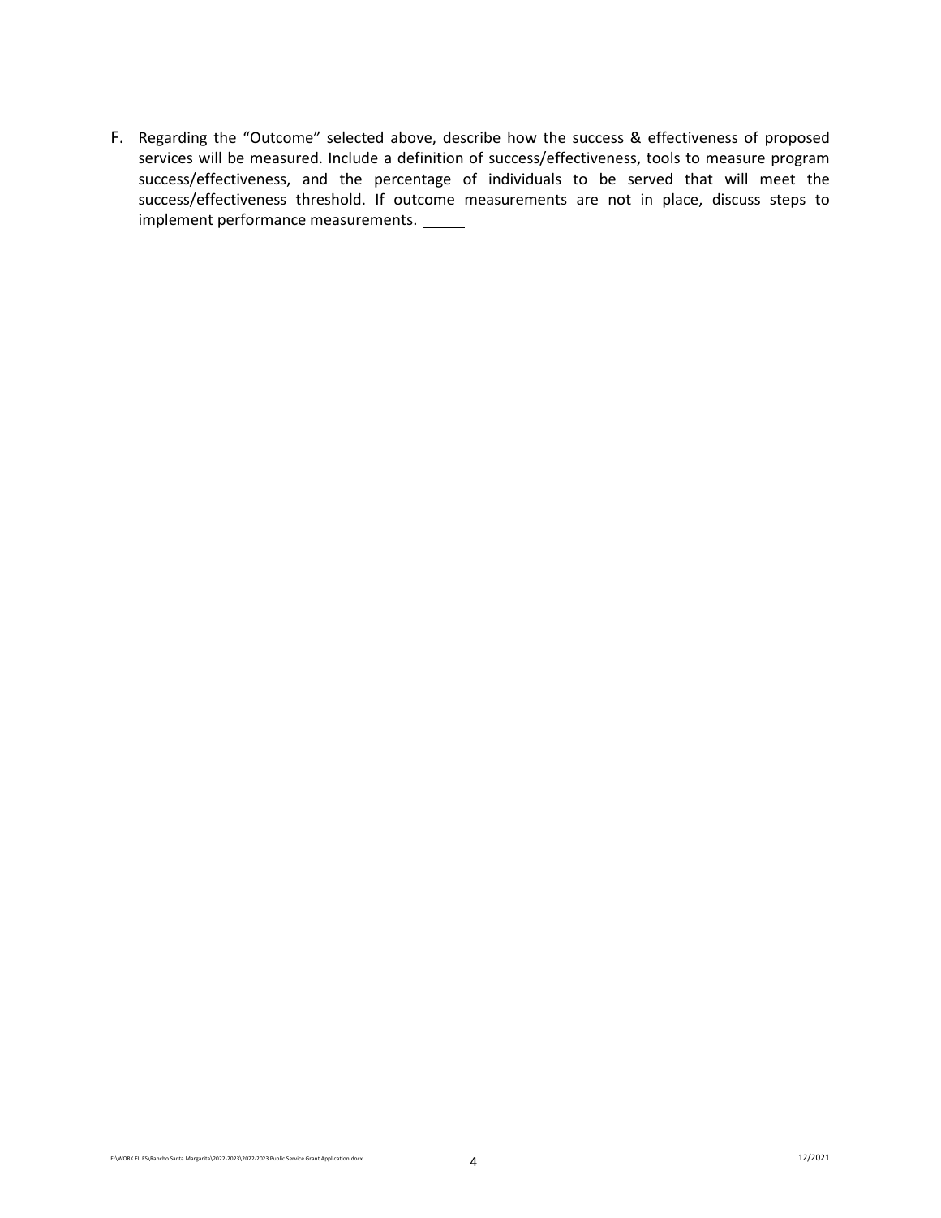F. Regarding the "Outcome" selected above, describe how the success & effectiveness of proposed services will be measured. Include a definition of success/effectiveness, tools to measure program success/effectiveness, and the percentage of individuals to be served that will meet the success/effectiveness threshold. If outcome measurements are not in place, discuss steps to implement performance measurements. ______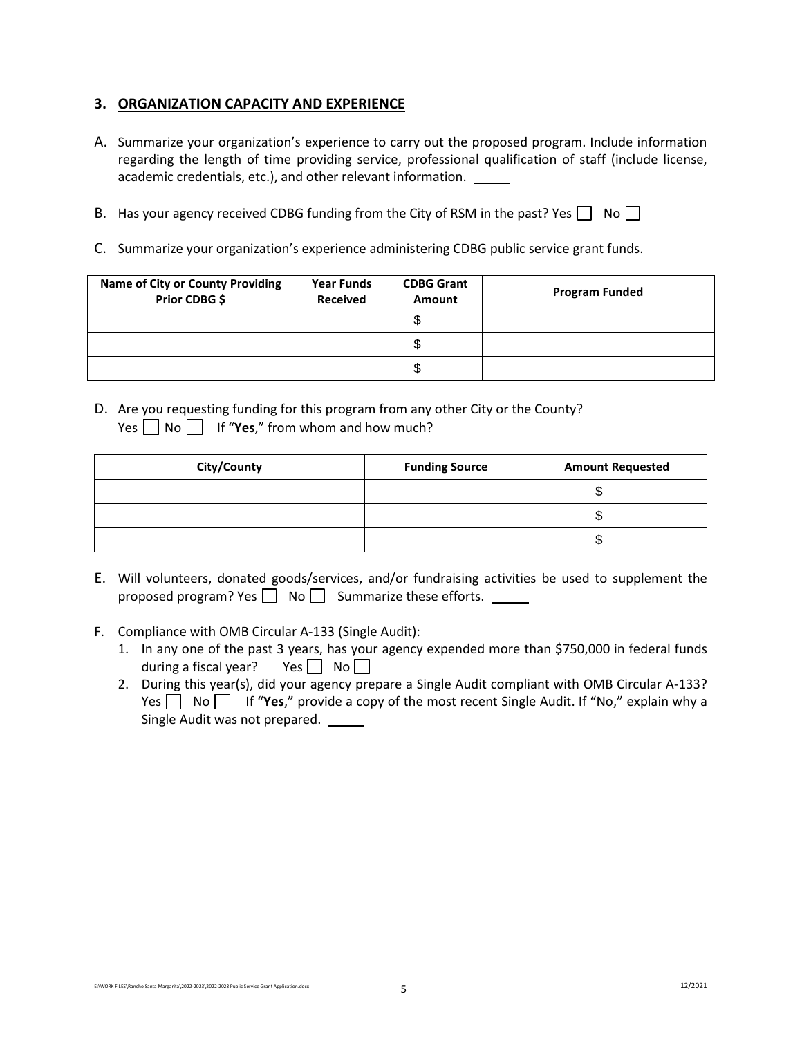### 3. ORGANIZATION CAPACITY AND EXPERIENCE

A. Summarize your organization's experience to carry out the proposed program. Include information regarding the length of time providing service, professional qualification of staff (include license, academic credentials, etc.), and other relevant information. _____

B. Has your agency received CDBG funding from the City of RSM in the past? Yes ☐ No ☐

C. Summarize your organization's experience administering CDBG public service grant funds.

| Name of City or County Providing Prior CDBG $ | Year Funds Received | CDBG Grant Amount | Program Funded |
|---|---|---|---|
| | | $ | |
| | | $ | |
| | | $ | |

D. Are you requesting funding for this program from any other City or the County?
Yes ☐ No ☐ If "**Yes**," from whom and how much?

| City/County | Funding Source | Amount Requested |
|---|---|---|
| | | $ |
| | | $ |
| | | $ |

E. Will volunteers, donated goods/services, and/or fundraising activities be used to supplement the proposed program? Yes ☐ No ☐ Summarize these efforts. _____

F. Compliance with OMB Circular A-133 (Single Audit):
   1. In any one of the past 3 years, has your agency expended more than $750,000 in federal funds during a fiscal year? Yes ☐ No ☐
   2. During this year(s), did your agency prepare a Single Audit compliant with OMB Circular A-133? Yes ☐ No ☐ If "**Yes**," provide a copy of the most recent Single Audit. If "No," explain why a Single Audit was not prepared. _____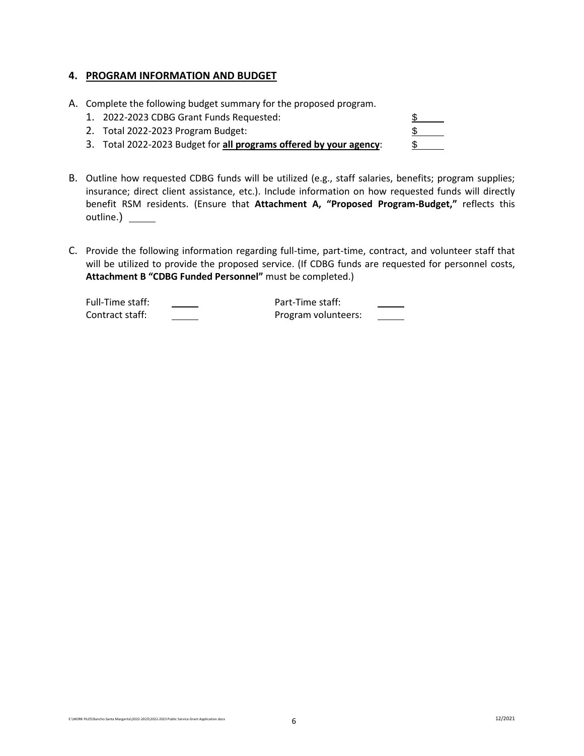## 4. PROGRAM INFORMATION AND BUDGET

A. Complete the following budget summary for the proposed program.

1. 2022-2023 CDBG Grant Funds Requested: $ \_\_\_\_\_
2. Total 2022-2023 Program Budget: $ \_\_\_\_\_
3. Total 2022-2023 Budget for **all programs offered by your agency**: $ \_\_\_\_\_

B. Outline how requested CDBG funds will be utilized (e.g., staff salaries, benefits; program supplies; insurance; direct client assistance, etc.). Include information on how requested funds will directly benefit RSM residents. (Ensure that **Attachment A, "Proposed Program-Budget,"** reflects this outline.) \_\_\_\_\_

C. Provide the following information regarding full-time, part-time, contract, and volunteer staff that will be utilized to provide the proposed service. (If CDBG funds are requested for personnel costs, **Attachment B "CDBG Funded Personnel"** must be completed.)

| | | | |
|---|---|---|---|
| Full-Time staff: | \_\_\_\_\_ | Part-Time staff: | \_\_\_\_\_ |
| Contract staff: | \_\_\_\_\_ | Program volunteers: | \_\_\_\_\_ |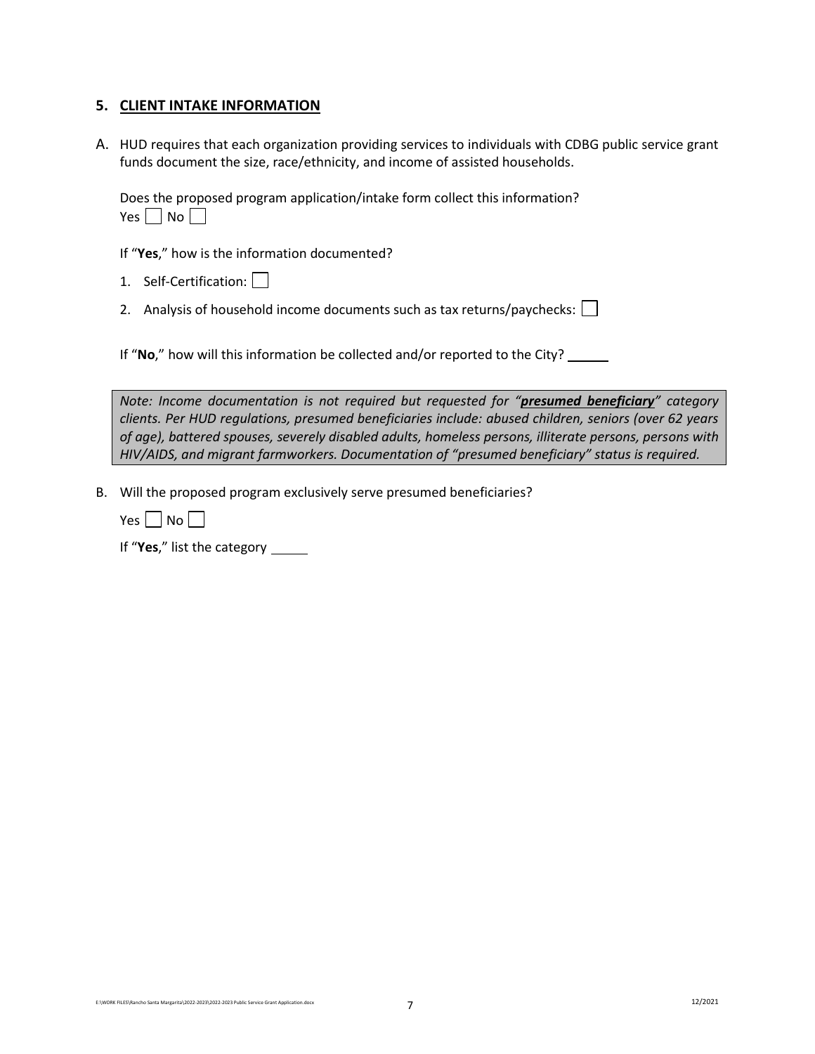## 5. CLIENT INTAKE INFORMATION

A. HUD requires that each organization providing services to individuals with CDBG public service grant funds document the size, race/ethnicity, and income of assisted households.

Does the proposed program application/intake form collect this information?

Yes ☐ No ☐

If "**Yes**," how is the information documented?

1. Self-Certification: ☐
2. Analysis of household income documents such as tax returns/paychecks: ☐

If "**No**," how will this information be collected and/or reported to the City? ______

> *Note: Income documentation is not required but requested for "**presumed beneficiary**" category clients. Per HUD regulations, presumed beneficiaries include: abused children, seniors (over 62 years of age), battered spouses, severely disabled adults, homeless persons, illiterate persons, persons with HIV/AIDS, and migrant farmworkers. Documentation of "presumed beneficiary" status is required.*

B. Will the proposed program exclusively serve presumed beneficiaries?

Yes ☐ No ☐

If "**Yes**," list the category _____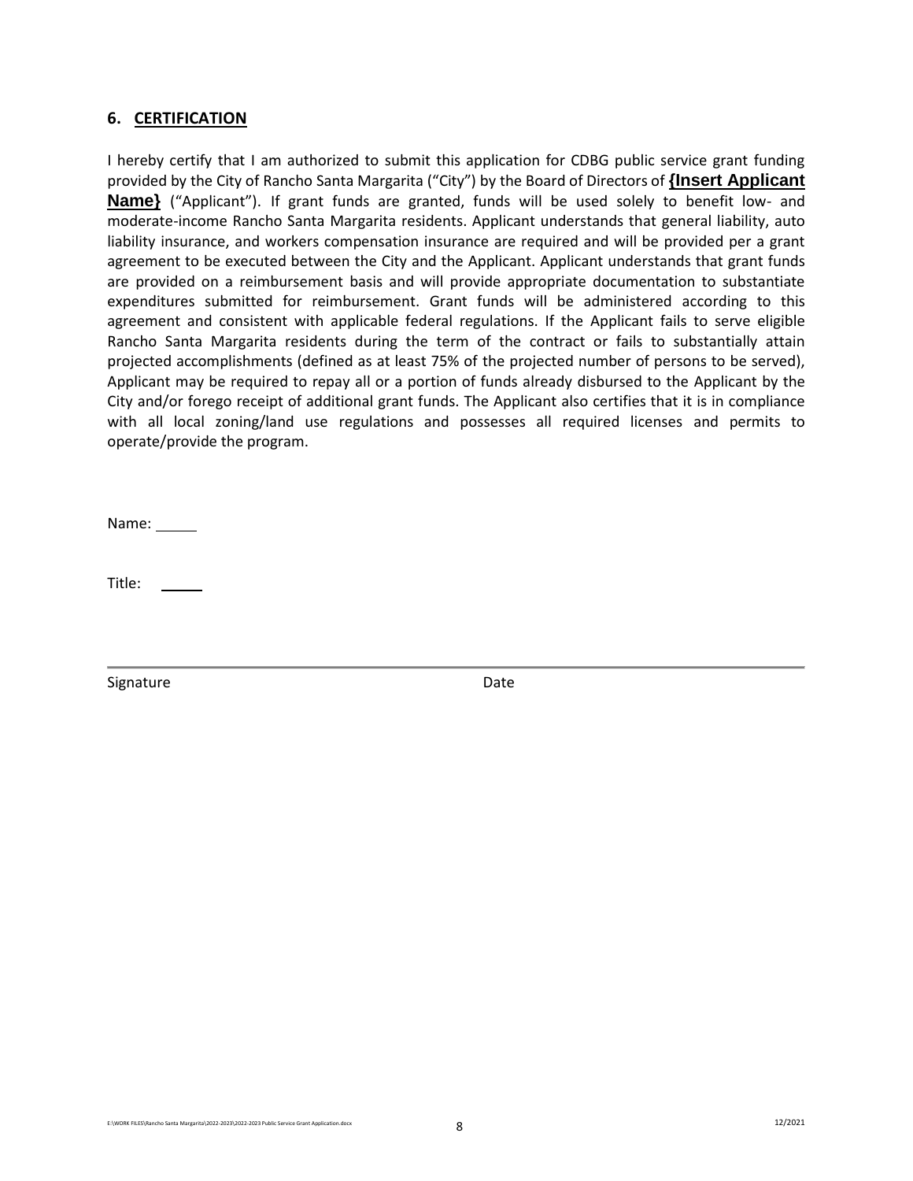## 6. CERTIFICATION

I hereby certify that I am authorized to submit this application for CDBG public service grant funding provided by the City of Rancho Santa Margarita ("City") by the Board of Directors of **{Insert Applicant Name}** ("Applicant"). If grant funds are granted, funds will be used solely to benefit low- and moderate-income Rancho Santa Margarita residents. Applicant understands that general liability, auto liability insurance, and workers compensation insurance are required and will be provided per a grant agreement to be executed between the City and the Applicant. Applicant understands that grant funds are provided on a reimbursement basis and will provide appropriate documentation to substantiate expenditures submitted for reimbursement. Grant funds will be administered according to this agreement and consistent with applicable federal regulations. If the Applicant fails to serve eligible Rancho Santa Margarita residents during the term of the contract or fails to substantially attain projected accomplishments (defined as at least 75% of the projected number of persons to be served), Applicant may be required to repay all or a portion of funds already disbursed to the Applicant by the City and/or forego receipt of additional grant funds. The Applicant also certifies that it is in compliance with all local zoning/land use regulations and possesses all required licenses and permits to operate/provide the program.

Name: _____

Title: _____

Signature                                        Date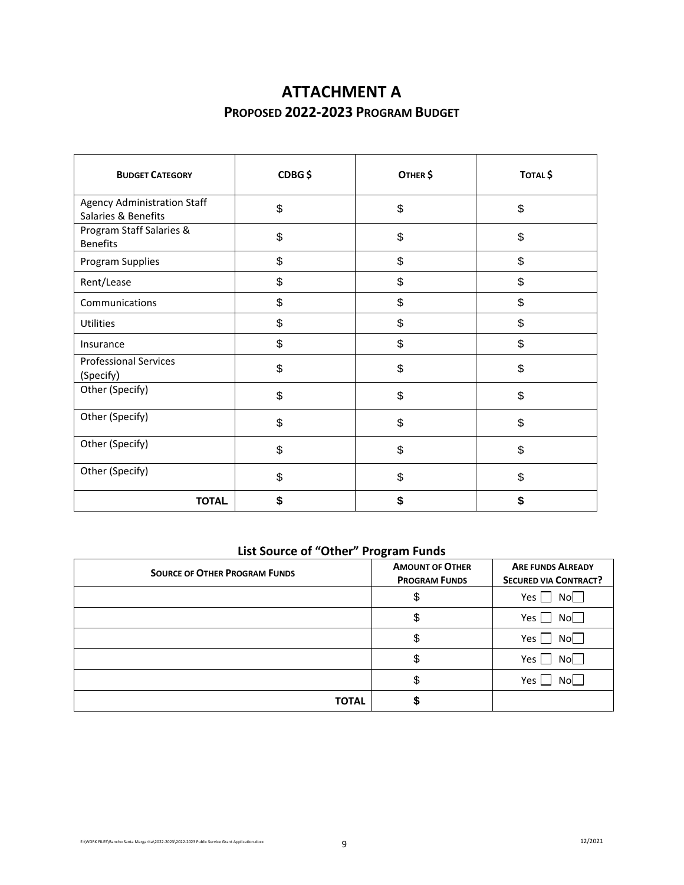# ATTACHMENT A

## PROPOSED 2022-2023 PROGRAM BUDGET

| BUDGET CATEGORY | CDBG $ | OTHER $ | TOTAL $ |
|---|---|---|---|
| Agency Administration Staff Salaries & Benefits | $ | $ | $ |
| Program Staff Salaries & Benefits | $ | $ | $ |
| Program Supplies | $ | $ | $ |
| Rent/Lease | $ | $ | $ |
| Communications | $ | $ | $ |
| Utilities | $ | $ | $ |
| Insurance | $ | $ | $ |
| Professional Services (Specify) | $ | $ | $ |
| Other (Specify) | $ | $ | $ |
| Other (Specify) | $ | $ | $ |
| Other (Specify) | $ | $ | $ |
| Other (Specify) | $ | $ | $ |
| **TOTAL** | **$** | **$** | **$** |

### List Source of "Other" Program Funds

| SOURCE OF OTHER PROGRAM FUNDS | AMOUNT OF OTHER PROGRAM FUNDS | ARE FUNDS ALREADY SECURED VIA CONTRACT? |
|---|---|---|
| | $ | Yes ☐ No☐ |
| | $ | Yes ☐ No☐ |
| | $ | Yes ☐ No☐ |
| | $ | Yes ☐ No☐ |
| | $ | Yes ☐ No☐ |
| **TOTAL** | **$** | |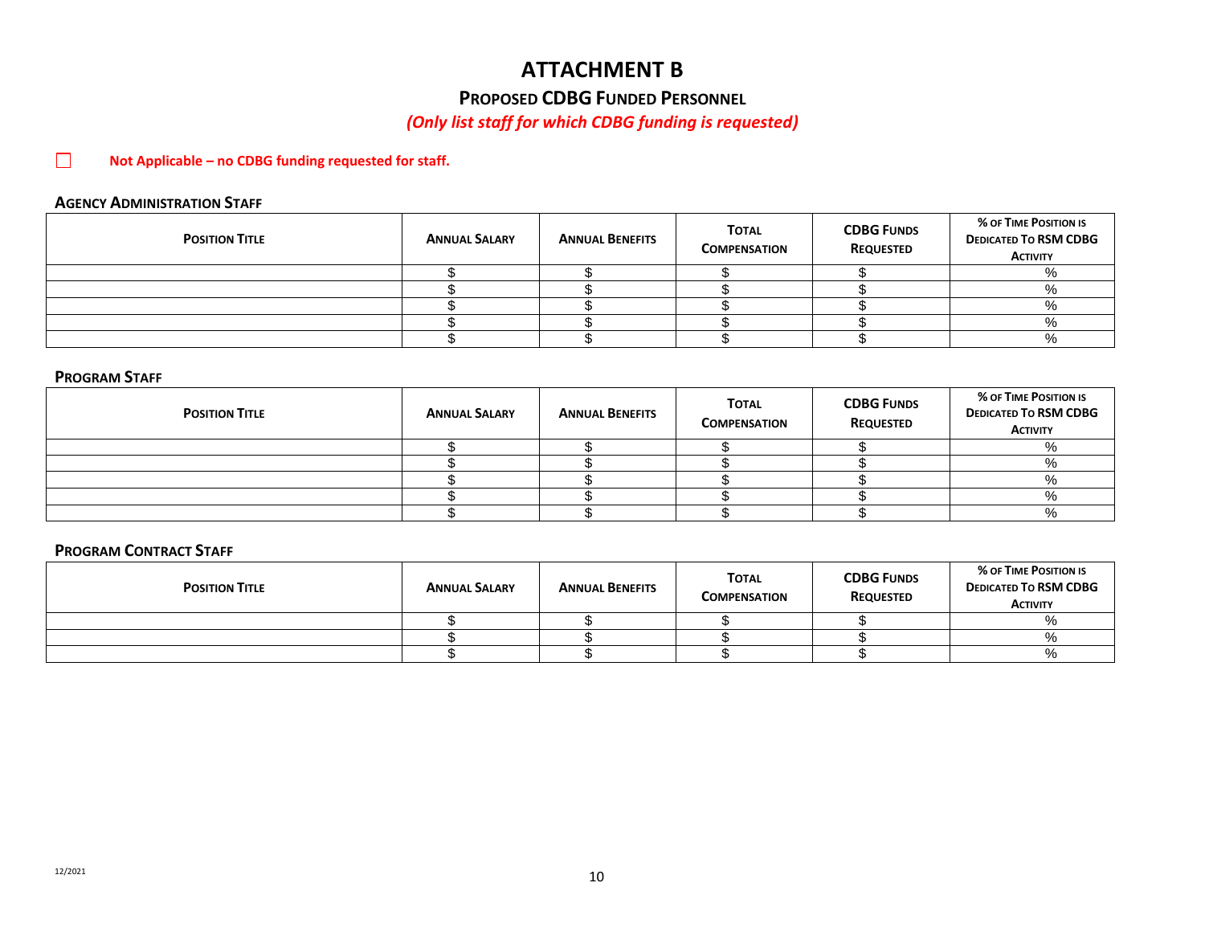# ATTACHMENT B

## PROPOSED CDBG FUNDED PERSONNEL

*(Only list staff for which CDBG funding is requested)*

☐ **Not Applicable – no CDBG funding requested for staff.**

### AGENCY ADMINISTRATION STAFF

| POSITION TITLE | ANNUAL SALARY | ANNUAL BENEFITS | TOTAL COMPENSATION | CDBG FUNDS REQUESTED | % OF TIME POSITION IS DEDICATED TO RSM CDBG ACTIVITY |
|---|---|---|---|---|---|
| | $ | $ | $ | $ | % |
| | $ | $ | $ | $ | % |
| | $ | $ | $ | $ | % |
| | $ | $ | $ | $ | % |
| | $ | $ | $ | $ | % |

### PROGRAM STAFF

| POSITION TITLE | ANNUAL SALARY | ANNUAL BENEFITS | TOTAL COMPENSATION | CDBG FUNDS REQUESTED | % OF TIME POSITION IS DEDICATED TO RSM CDBG ACTIVITY |
|---|---|---|---|---|---|
| | $ | $ | $ | $ | % |
| | $ | $ | $ | $ | % |
| | $ | $ | $ | $ | % |
| | $ | $ | $ | $ | % |
| | $ | $ | $ | $ | % |

### PROGRAM CONTRACT STAFF

| POSITION TITLE | ANNUAL SALARY | ANNUAL BENEFITS | TOTAL COMPENSATION | CDBG FUNDS REQUESTED | % OF TIME POSITION IS DEDICATED TO RSM CDBG ACTIVITY |
|---|---|---|---|---|---|
| | $ | $ | $ | $ | % |
| | $ | $ | $ | $ | % |
| | $ | $ | $ | $ | % |

12/2021